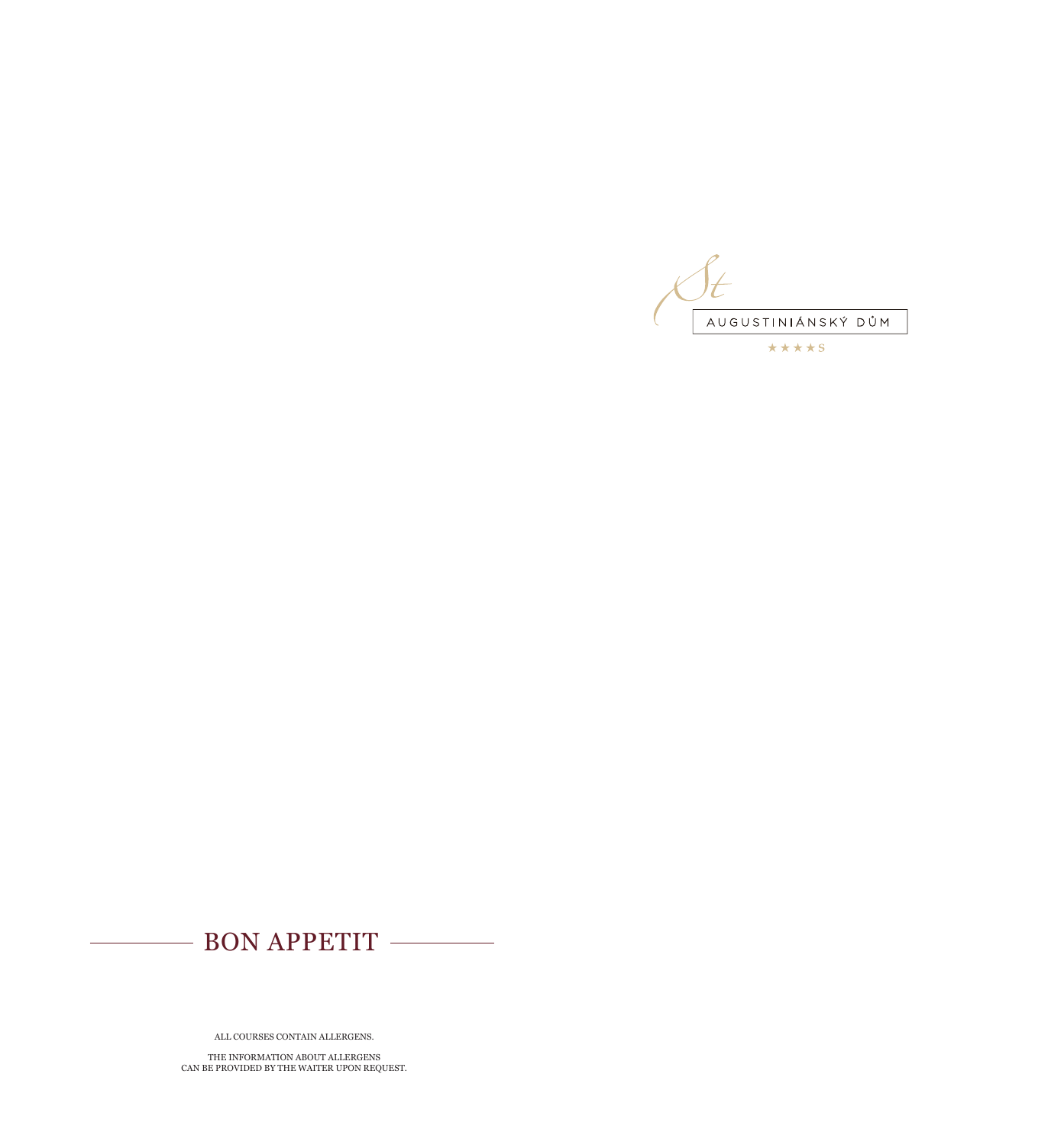St

AUGUSTINIÁNSKÝ DŮM

★★★★S

## BON APPETIT

ALL COURSES CONTAIN ALLERGENS.

THE INFORMATION ABOUT ALLERGENS
CAN BE PROVIDED BY THE WAITER UPON REQUEST.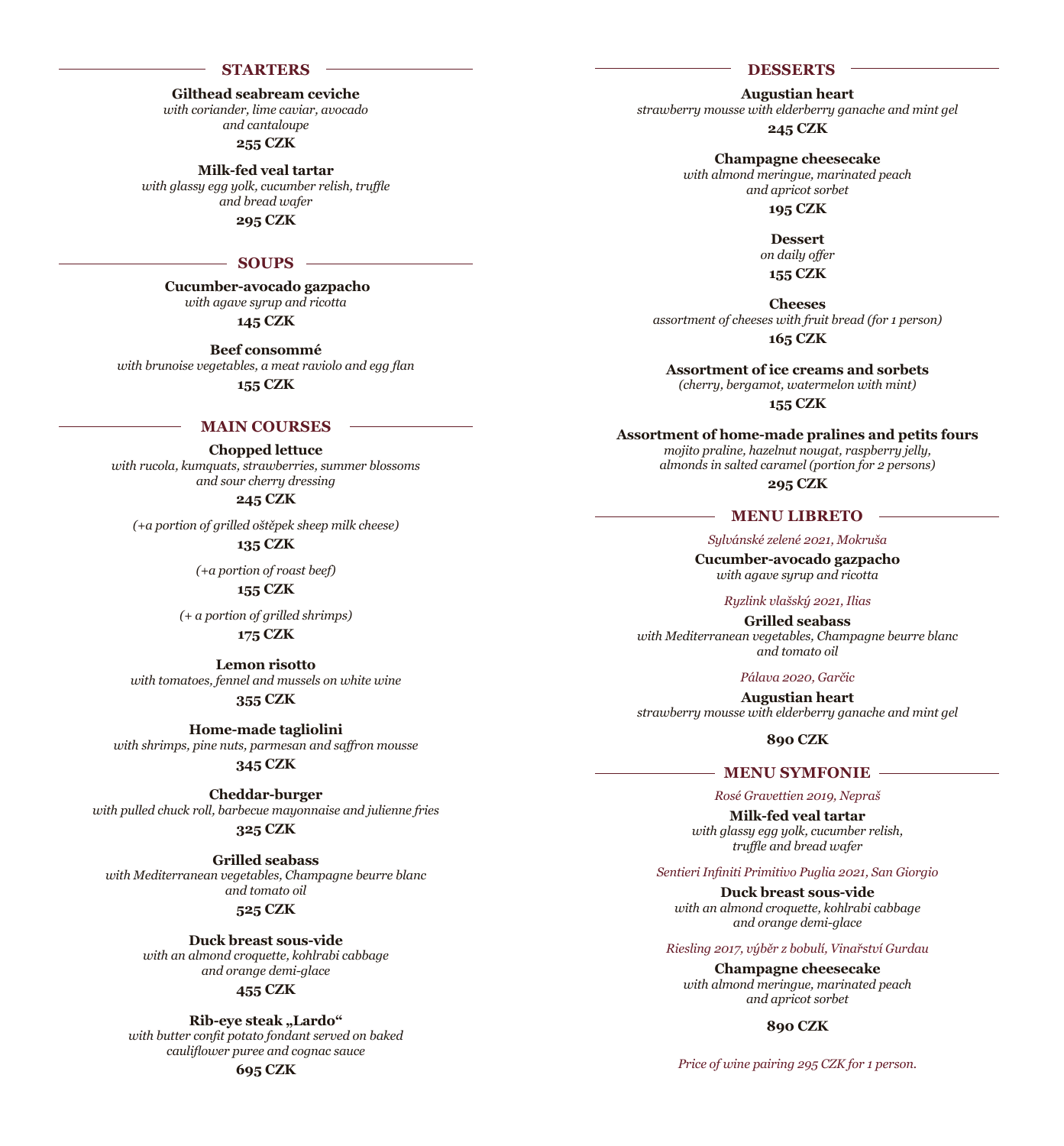## STARTERS

**Gilthead seabream ceviche**
*with coriander, lime caviar, avocado and cantaloupe*
**255 CZK**

**Milk-fed veal tartar**
*with glassy egg yolk, cucumber relish, truffle and bread wafer*
**295 CZK**

## SOUPS

**Cucumber-avocado gazpacho**
*with agave syrup and ricotta*
**145 CZK**

**Beef consommé**
*with brunoise vegetables, a meat raviolo and egg flan*
**155 CZK**

## MAIN COURSES

**Chopped lettuce**
*with rucola, kumquats, strawberries, summer blossoms and sour cherry dressing*
**245 CZK**

*(+a portion of grilled oštěpek sheep milk cheese)*
**135 CZK**

*(+a portion of roast beef)*
**155 CZK**

*(+ a portion of grilled shrimps)*
**175 CZK**

**Lemon risotto**
*with tomatoes, fennel and mussels on white wine*
**355 CZK**

**Home-made tagliolini**
*with shrimps, pine nuts, parmesan and saffron mousse*
**345 CZK**

**Cheddar-burger**
*with pulled chuck roll, barbecue mayonnaise and julienne fries*
**325 CZK**

**Grilled seabass**
*with Mediterranean vegetables, Champagne beurre blanc and tomato oil*
**525 CZK**

**Duck breast sous-vide**
*with an almond croquette, kohlrabi cabbage and orange demi-glace*
**455 CZK**

**Rib-eye steak „Lardo“**
*with butter confit potato fondant served on baked cauliflower puree and cognac sauce*
**695 CZK**

## DESSERTS

**Augustian heart**
*strawberry mousse with elderberry ganache and mint gel*
**245 CZK**

**Champagne cheesecake**
*with almond meringue, marinated peach and apricot sorbet*
**195 CZK**

**Dessert**
*on daily offer*
**155 CZK**

**Cheeses**
*assortment of cheeses with fruit bread (for 1 person)*
**165 CZK**

**Assortment of ice creams and sorbets**
*(cherry, bergamot, watermelon with mint)*
**155 CZK**

**Assortment of home-made pralines and petits fours**
*mojito praline, hazelnut nougat, raspberry jelly, almonds in salted caramel (portion for 2 persons)*
**295 CZK**

## MENU LIBRETO

*Sylvánské zelené 2021, Mokruša*
**Cucumber-avocado gazpacho**
*with agave syrup and ricotta*

*Ryzlink vlašský 2021, Ilias*
**Grilled seabass**
*with Mediterranean vegetables, Champagne beurre blanc and tomato oil*

*Pálava 2020, Garčic*
**Augustian heart**
*strawberry mousse with elderberry ganache and mint gel*

**890 CZK**

## MENU SYMFONIE

*Rosé Gravettien 2019, Nepraš*
**Milk-fed veal tartar**
*with glassy egg yolk, cucumber relish, truffle and bread wafer*

*Sentieri Infiniti Primitivo Puglia 2021, San Giorgio*
**Duck breast sous-vide**
*with an almond croquette, kohlrabi cabbage and orange demi-glace*

*Riesling 2017, výběr z bobulí, Vinařství Gurdau*
**Champagne cheesecake**
*with almond meringue, marinated peach and apricot sorbet*

**890 CZK**

*Price of wine pairing 295 CZK for 1 person.*